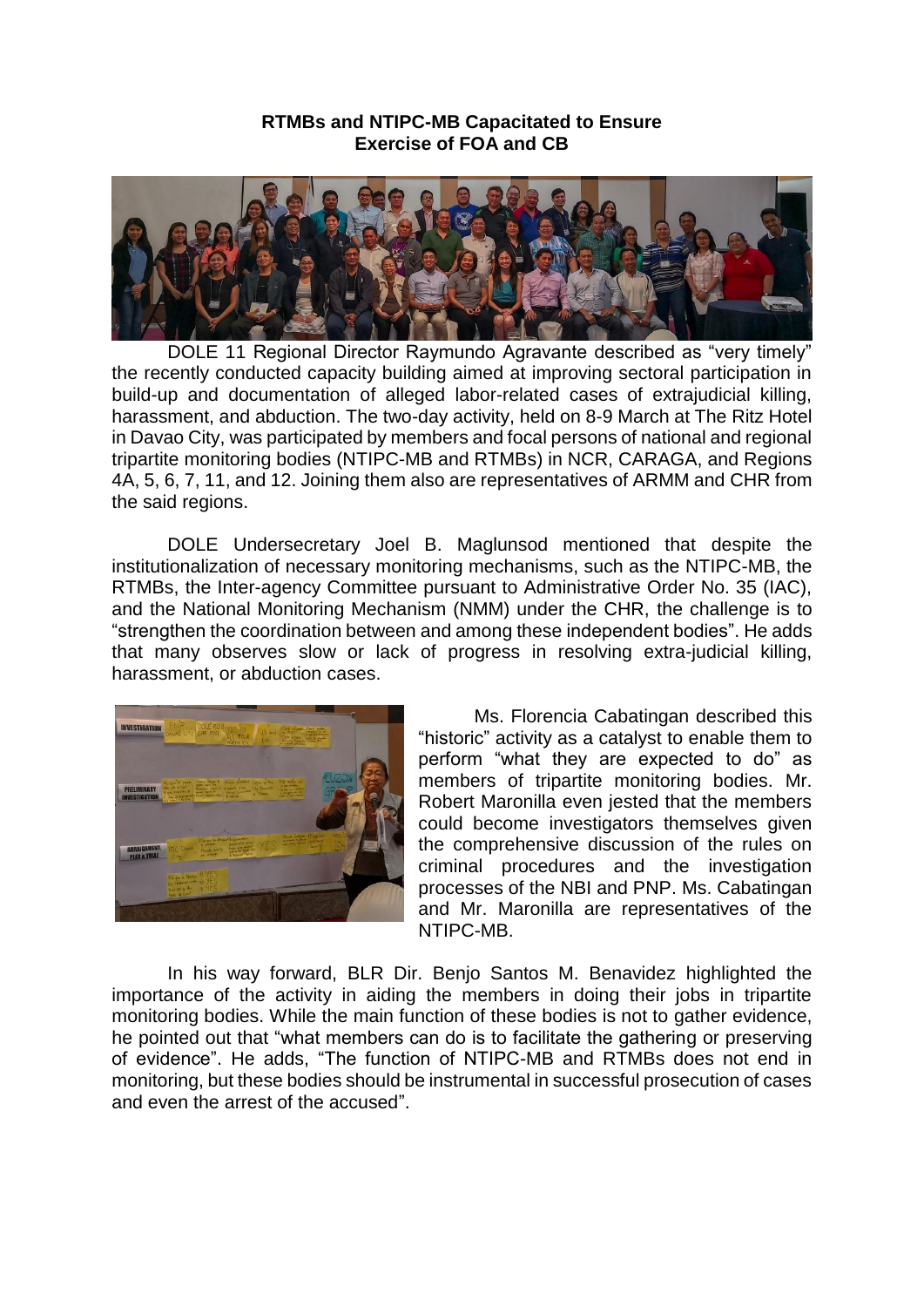**RTMBs and NTIPC-MB Capacitated to Ensure Exercise of FOA and CB**

DOLE 11 Regional Director Raymundo Agravante described as "very timely" the recently conducted capacity building aimed at improving sectoral participation in build-up and documentation of alleged labor-related cases of extrajudicial killing, harassment, and abduction. The two-day activity, held on 8-9 March at The Ritz Hotel in Davao City, was participated by members and focal persons of national and regional tripartite monitoring bodies (NTIPC-MB and RTMBs) in NCR, CARAGA, and Regions 4A, 5, 6, 7, 11, and 12. Joining them also are representatives of ARMM and CHR from the said regions.

DOLE Undersecretary Joel B. Maglunsod mentioned that despite the institutionalization of necessary monitoring mechanisms, such as the NTIPC-MB, the RTMBs, the Inter-agency Committee pursuant to Administrative Order No. 35 (IAC), and the National Monitoring Mechanism (NMM) under the CHR, the challenge is to "strengthen the coordination between and among these independent bodies". He adds that many observes slow or lack of progress in resolving extra-judicial killing, harassment, or abduction cases.

Ms. Florencia Cabatingan described this "historic" activity as a catalyst to enable them to perform "what they are expected to do" as members of tripartite monitoring bodies. Mr. Robert Maronilla even jested that the members could become investigators themselves given the comprehensive discussion of the rules on criminal procedures and the investigation processes of the NBI and PNP. Ms. Cabatingan and Mr. Maronilla are representatives of the NTIPC-MB.

In his way forward, BLR Dir. Benjo Santos M. Benavidez highlighted the importance of the activity in aiding the members in doing their jobs in tripartite monitoring bodies. While the main function of these bodies is not to gather evidence, he pointed out that "what members can do is to facilitate the gathering or preserving of evidence". He adds, "The function of NTIPC-MB and RTMBs does not end in monitoring, but these bodies should be instrumental in successful prosecution of cases and even the arrest of the accused".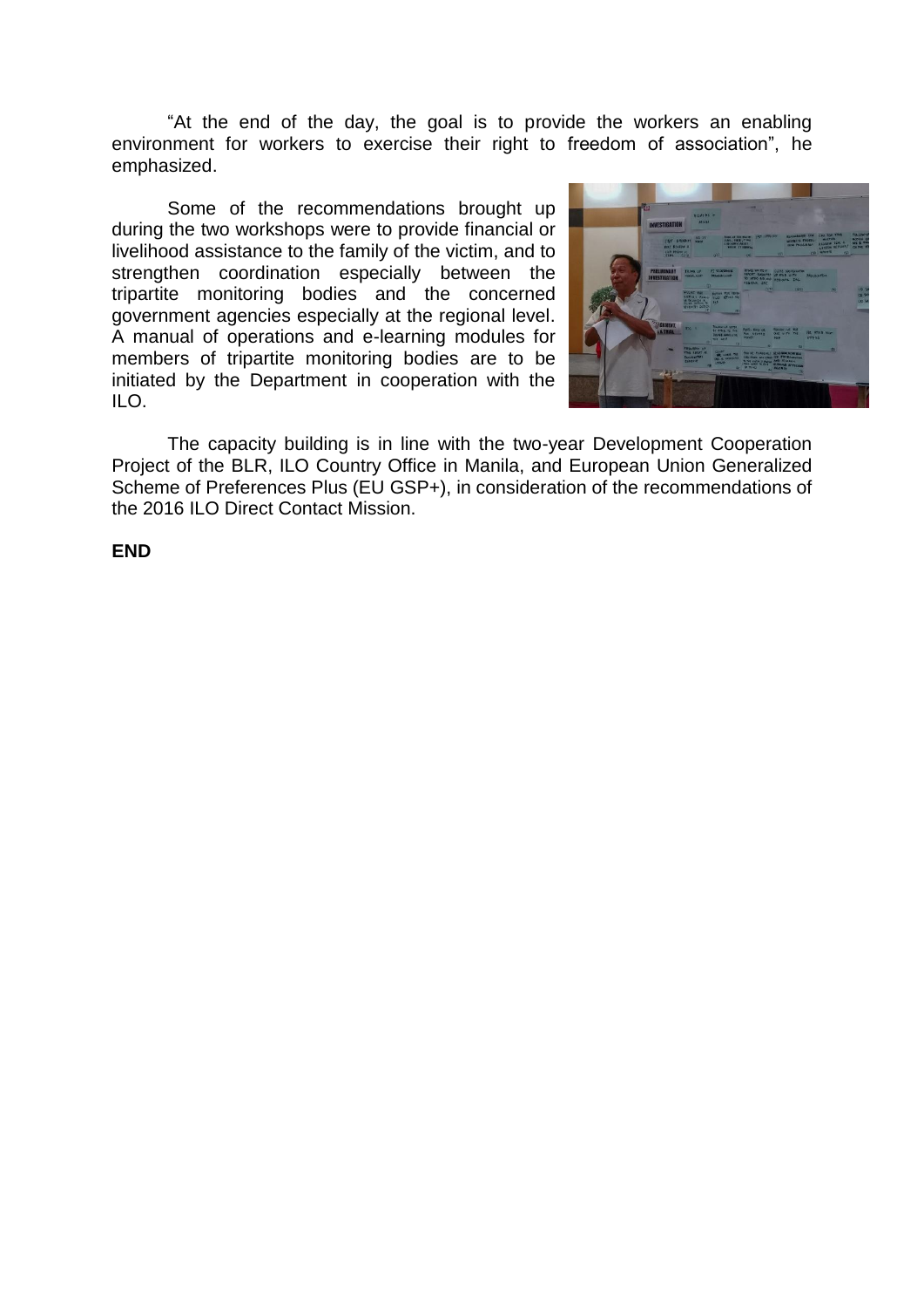"At the end of the day, the goal is to provide the workers an enabling environment for workers to exercise their right to freedom of association", he emphasized.

Some of the recommendations brought up during the two workshops were to provide financial or livelihood assistance to the family of the victim, and to strengthen coordination especially between the tripartite monitoring bodies and the concerned government agencies especially at the regional level. A manual of operations and e-learning modules for members of tripartite monitoring bodies are to be initiated by the Department in cooperation with the ILO.

The capacity building is in line with the two-year Development Cooperation Project of the BLR, ILO Country Office in Manila, and European Union Generalized Scheme of Preferences Plus (EU GSP+), in consideration of the recommendations of the 2016 ILO Direct Contact Mission.

**END**